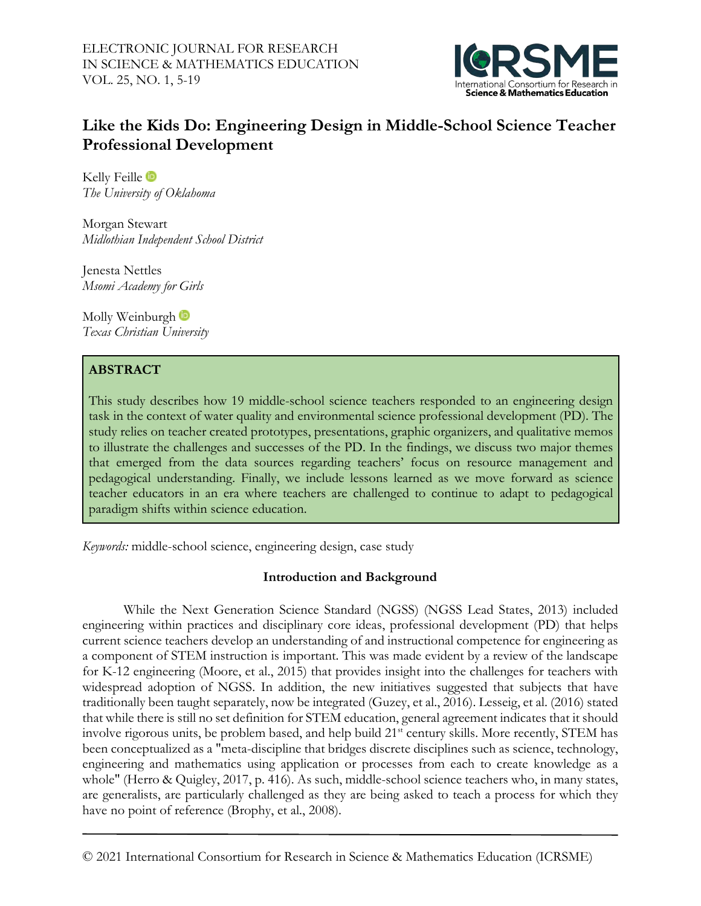# Like the Kids Do: Engineering Design in Middle-School Science Teacher Professional Development

Kelly Feille
*The University of Oklahoma*

Morgan Stewart
*Midlothian Independent School District*

Jenesta Nettles
*Msomi Academy for Girls*

Molly Weinburgh
*Texas Christian University*

## ABSTRACT

This study describes how 19 middle-school science teachers responded to an engineering design task in the context of water quality and environmental science professional development (PD). The study relies on teacher created prototypes, presentations, graphic organizers, and qualitative memos to illustrate the challenges and successes of the PD. In the findings, we discuss two major themes that emerged from the data sources regarding teachers' focus on resource management and pedagogical understanding. Finally, we include lessons learned as we move forward as science teacher educators in an era where teachers are challenged to continue to adapt to pedagogical paradigm shifts within science education.

*Keywords:* middle-school science, engineering design, case study

## Introduction and Background

While the Next Generation Science Standard (NGSS) (NGSS Lead States, 2013) included engineering within practices and disciplinary core ideas, professional development (PD) that helps current science teachers develop an understanding of and instructional competence for engineering as a component of STEM instruction is important. This was made evident by a review of the landscape for K-12 engineering (Moore, et al., 2015) that provides insight into the challenges for teachers with widespread adoption of NGSS. In addition, the new initiatives suggested that subjects that have traditionally been taught separately, now be integrated (Guzey, et al., 2016). Lesseig, et al. (2016) stated that while there is still no set definition for STEM education, general agreement indicates that it should involve rigorous units, be problem based, and help build 21st century skills. More recently, STEM has been conceptualized as a "meta-discipline that bridges discrete disciplines such as science, technology, engineering and mathematics using application or processes from each to create knowledge as a whole" (Herro & Quigley, 2017, p. 416). As such, middle-school science teachers who, in many states, are generalists, are particularly challenged as they are being asked to teach a process for which they have no point of reference (Brophy, et al., 2008).

© 2021 International Consortium for Research in Science & Mathematics Education (ICRSME)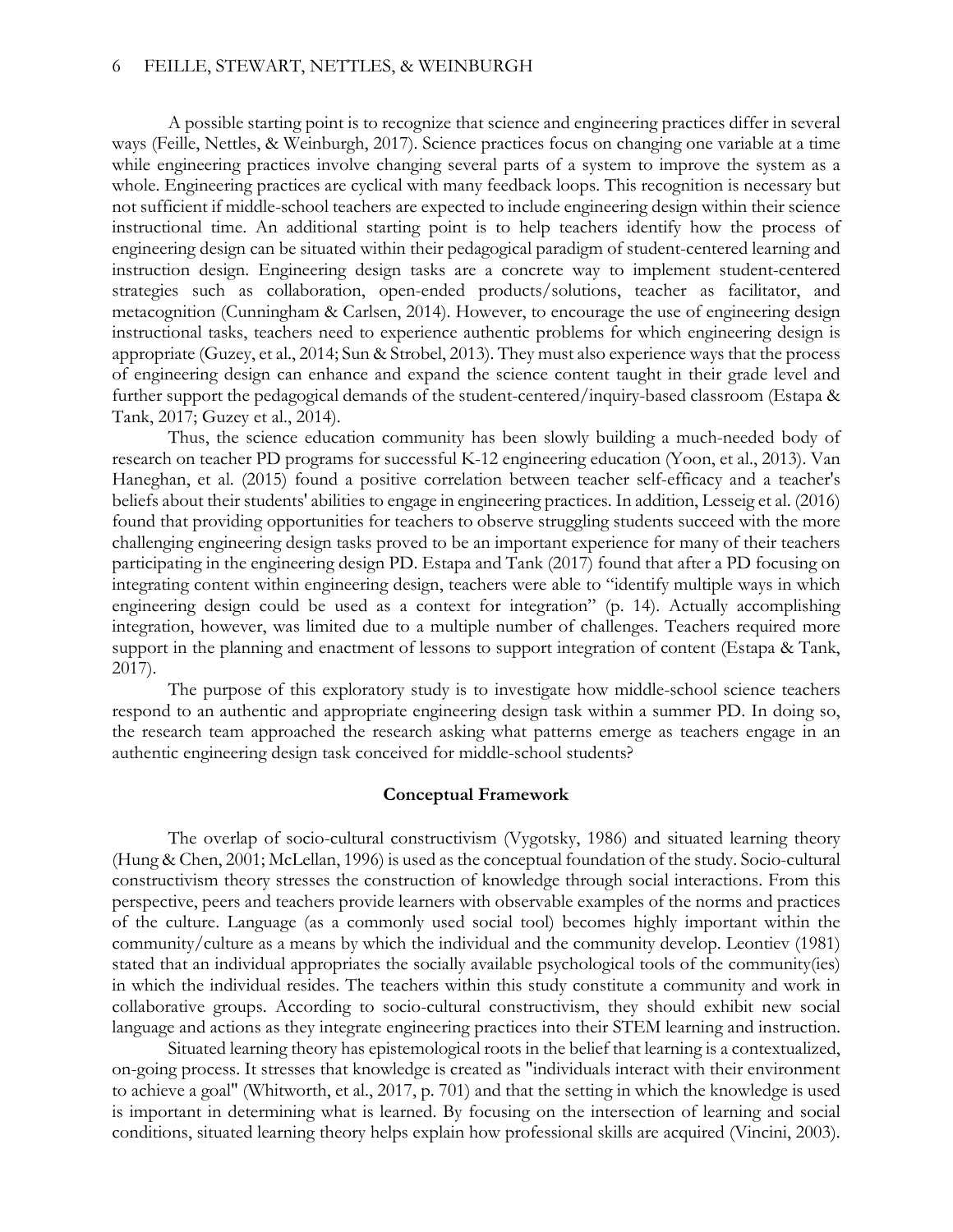A possible starting point is to recognize that science and engineering practices differ in several ways (Feille, Nettles, & Weinburgh, 2017). Science practices focus on changing one variable at a time while engineering practices involve changing several parts of a system to improve the system as a whole. Engineering practices are cyclical with many feedback loops. This recognition is necessary but not sufficient if middle-school teachers are expected to include engineering design within their science instructional time. An additional starting point is to help teachers identify how the process of engineering design can be situated within their pedagogical paradigm of student-centered learning and instruction design. Engineering design tasks are a concrete way to implement student-centered strategies such as collaboration, open-ended products/solutions, teacher as facilitator, and metacognition (Cunningham & Carlsen, 2014). However, to encourage the use of engineering design instructional tasks, teachers need to experience authentic problems for which engineering design is appropriate (Guzey, et al., 2014; Sun & Strobel, 2013). They must also experience ways that the process of engineering design can enhance and expand the science content taught in their grade level and further support the pedagogical demands of the student-centered/inquiry-based classroom (Estapa & Tank, 2017; Guzey et al., 2014).

Thus, the science education community has been slowly building a much-needed body of research on teacher PD programs for successful K-12 engineering education (Yoon, et al., 2013). Van Haneghan, et al. (2015) found a positive correlation between teacher self-efficacy and a teacher's beliefs about their students' abilities to engage in engineering practices. In addition, Lesseig et al. (2016) found that providing opportunities for teachers to observe struggling students succeed with the more challenging engineering design tasks proved to be an important experience for many of their teachers participating in the engineering design PD. Estapa and Tank (2017) found that after a PD focusing on integrating content within engineering design, teachers were able to "identify multiple ways in which engineering design could be used as a context for integration" (p. 14). Actually accomplishing integration, however, was limited due to a multiple number of challenges. Teachers required more support in the planning and enactment of lessons to support integration of content (Estapa & Tank, 2017).

The purpose of this exploratory study is to investigate how middle-school science teachers respond to an authentic and appropriate engineering design task within a summer PD. In doing so, the research team approached the research asking what patterns emerge as teachers engage in an authentic engineering design task conceived for middle-school students?

## Conceptual Framework

The overlap of socio-cultural constructivism (Vygotsky, 1986) and situated learning theory (Hung & Chen, 2001; McLellan, 1996) is used as the conceptual foundation of the study. Socio-cultural constructivism theory stresses the construction of knowledge through social interactions. From this perspective, peers and teachers provide learners with observable examples of the norms and practices of the culture. Language (as a commonly used social tool) becomes highly important within the community/culture as a means by which the individual and the community develop. Leontiev (1981) stated that an individual appropriates the socially available psychological tools of the community(ies) in which the individual resides. The teachers within this study constitute a community and work in collaborative groups. According to socio-cultural constructivism, they should exhibit new social language and actions as they integrate engineering practices into their STEM learning and instruction.

Situated learning theory has epistemological roots in the belief that learning is a contextualized, on-going process. It stresses that knowledge is created as "individuals interact with their environment to achieve a goal" (Whitworth, et al., 2017, p. 701) and that the setting in which the knowledge is used is important in determining what is learned. By focusing on the intersection of learning and social conditions, situated learning theory helps explain how professional skills are acquired (Vincini, 2003).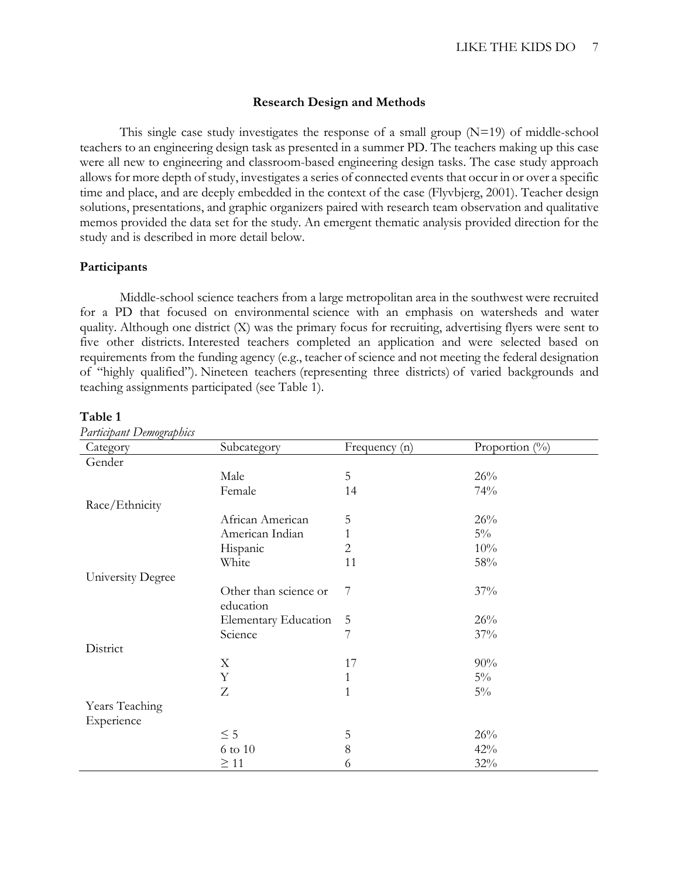## Research Design and Methods

This single case study investigates the response of a small group (N=19) of middle-school teachers to an engineering design task as presented in a summer PD. The teachers making up this case were all new to engineering and classroom-based engineering design tasks. The case study approach allows for more depth of study, investigates a series of connected events that occur in or over a specific time and place, and are deeply embedded in the context of the case (Flyvbjerg, 2001). Teacher design solutions, presentations, and graphic organizers paired with research team observation and qualitative memos provided the data set for the study. An emergent thematic analysis provided direction for the study and is described in more detail below.

### Participants

Middle-school science teachers from a large metropolitan area in the southwest were recruited for a PD that focused on environmental science with an emphasis on watersheds and water quality. Although one district (X) was the primary focus for recruiting, advertising flyers were sent to five other districts. Interested teachers completed an application and were selected based on requirements from the funding agency (e.g., teacher of science and not meeting the federal designation of "highly qualified"). Nineteen teachers (representing three districts) of varied backgrounds and teaching assignments participated (see Table 1).

**Table 1**

*Participant Demographics*

| Category | Subcategory | Frequency (n) | Proportion (%) |
|---|---|---|---|
| Gender | | | |
| | Male | 5 | 26% |
| | Female | 14 | 74% |
| Race/Ethnicity | | | |
| | African American | 5 | 26% |
| | American Indian | 1 | 5% |
| | Hispanic | 2 | 10% |
| | White | 11 | 58% |
| University Degree | | | |
| | Other than science or education | 7 | 37% |
| | Elementary Education | 5 | 26% |
| | Science | 7 | 37% |
| District | | | |
| | X | 17 | 90% |
| | Y | 1 | 5% |
| | Z | 1 | 5% |
| Years Teaching Experience | | | |
| | ≤ 5 | 5 | 26% |
| | 6 to 10 | 8 | 42% |
| | ≥ 11 | 6 | 32% |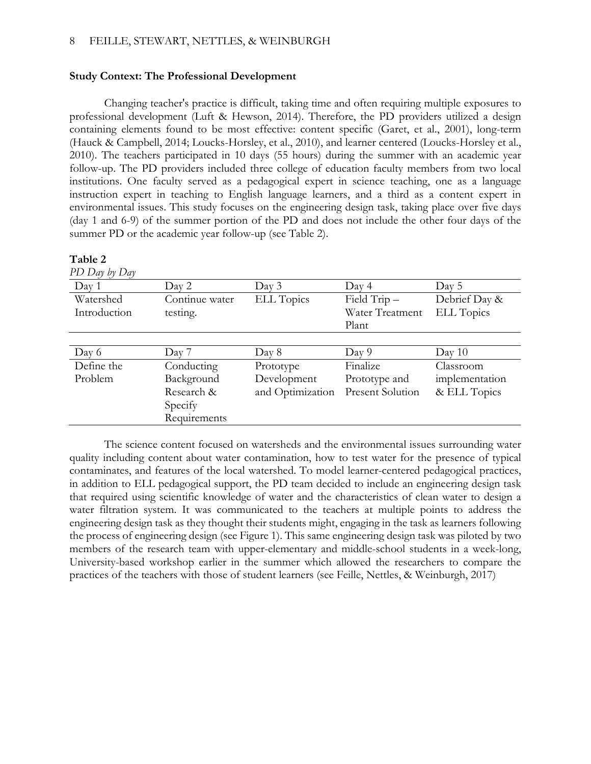### Study Context: The Professional Development

Changing teacher's practice is difficult, taking time and often requiring multiple exposures to professional development (Luft & Hewson, 2014). Therefore, the PD providers utilized a design containing elements found to be most effective: content specific (Garet, et al., 2001), long-term (Hauck & Campbell, 2014; Loucks-Horsley, et al., 2010), and learner centered (Loucks-Horsley et al., 2010). The teachers participated in 10 days (55 hours) during the summer with an academic year follow-up. The PD providers included three college of education faculty members from two local institutions. One faculty served as a pedagogical expert in science teaching, one as a language instruction expert in teaching to English language learners, and a third as a content expert in environmental issues. This study focuses on the engineering design task, taking place over five days (day 1 and 6-9) of the summer portion of the PD and does not include the other four days of the summer PD or the academic year follow-up (see Table 2).

**Table 2**

*PD Day by Day*

| Day 1 | Day 2 | Day 3 | Day 4 | Day 5 |
|---|---|---|---|---|
| Watershed Introduction | Continue water testing. | ELL Topics | Field Trip – Water Treatment Plant | Debrief Day & ELL Topics |
| **Day 6** | **Day 7** | **Day 8** | **Day 9** | **Day 10** |
| Define the Problem | Conducting Background Research & Specify Requirements | Prototype Development and Optimization | Finalize Prototype and Present Solution | Classroom implementation & ELL Topics |

The science content focused on watersheds and the environmental issues surrounding water quality including content about water contamination, how to test water for the presence of typical contaminates, and features of the local watershed. To model learner-centered pedagogical practices, in addition to ELL pedagogical support, the PD team decided to include an engineering design task that required using scientific knowledge of water and the characteristics of clean water to design a water filtration system. It was communicated to the teachers at multiple points to address the engineering design task as they thought their students might, engaging in the task as learners following the process of engineering design (see Figure 1). This same engineering design task was piloted by two members of the research team with upper-elementary and middle-school students in a week-long, University-based workshop earlier in the summer which allowed the researchers to compare the practices of the teachers with those of student learners (see Feille, Nettles, & Weinburgh, 2017)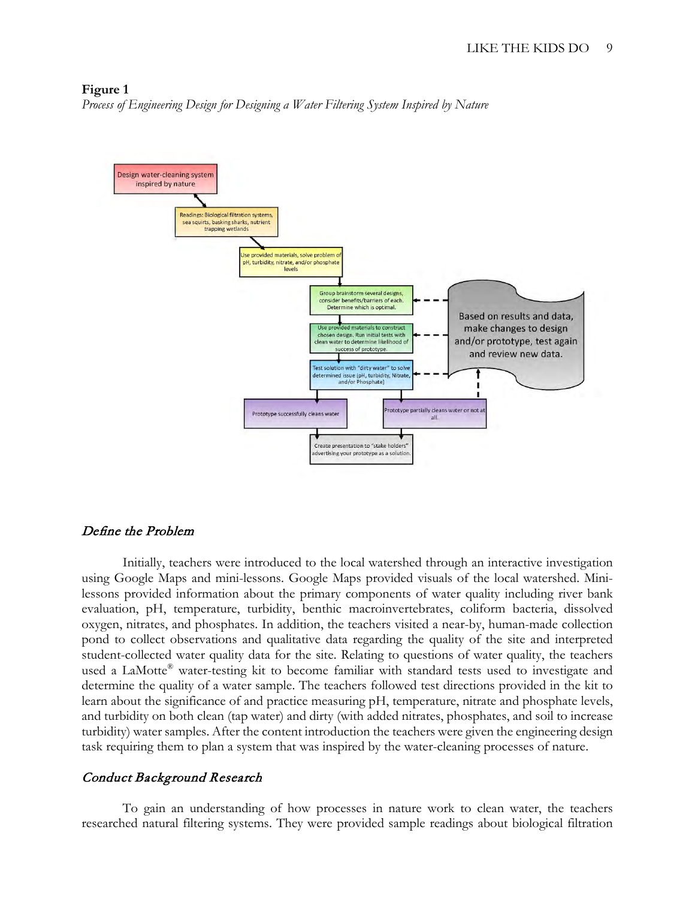**Figure 1**

*Process of Engineering Design for Designing a Water Filtering System Inspired by Nature*

Design water-cleaning system inspired by nature

Readings: Biological filtration systems, sea squirts, basking sharks, nutrient trapping wetlands

Use provided materials, solve problem of pH, turbidity, nitrate, and/or phosphate levels

Group brainstorm several designs, consider benefits/barriers of each. Determine which is optimal.

Use provided materials to construct chosen design. Run initial tests with clean water to determine likelihood of success of prototype.

Test solution with "dirty water" to solve determined issue (pH, turbidity, Nitrate, and/or Phosphate)

Based on results and data, make changes to design and/or prototype, test again and review new data.

Prototype successfully cleans water

Prototype partially cleans water or not at all.

Create presentation to "stake holders" advertising your prototype as a solution.

### *Define the Problem*

Initially, teachers were introduced to the local watershed through an interactive investigation using Google Maps and mini-lessons. Google Maps provided visuals of the local watershed. Mini-lessons provided information about the primary components of water quality including river bank evaluation, pH, temperature, turbidity, benthic macroinvertebrates, coliform bacteria, dissolved oxygen, nitrates, and phosphates. In addition, the teachers visited a near-by, human-made collection pond to collect observations and qualitative data regarding the quality of the site and interpreted student-collected water quality data for the site. Relating to questions of water quality, the teachers used a LaMotte® water-testing kit to become familiar with standard tests used to investigate and determine the quality of a water sample. The teachers followed test directions provided in the kit to learn about the significance of and practice measuring pH, temperature, nitrate and phosphate levels, and turbidity on both clean (tap water) and dirty (with added nitrates, phosphates, and soil to increase turbidity) water samples. After the content introduction the teachers were given the engineering design task requiring them to plan a system that was inspired by the water-cleaning processes of nature.

### *Conduct Background Research*

To gain an understanding of how processes in nature work to clean water, the teachers researched natural filtering systems. They were provided sample readings about biological filtration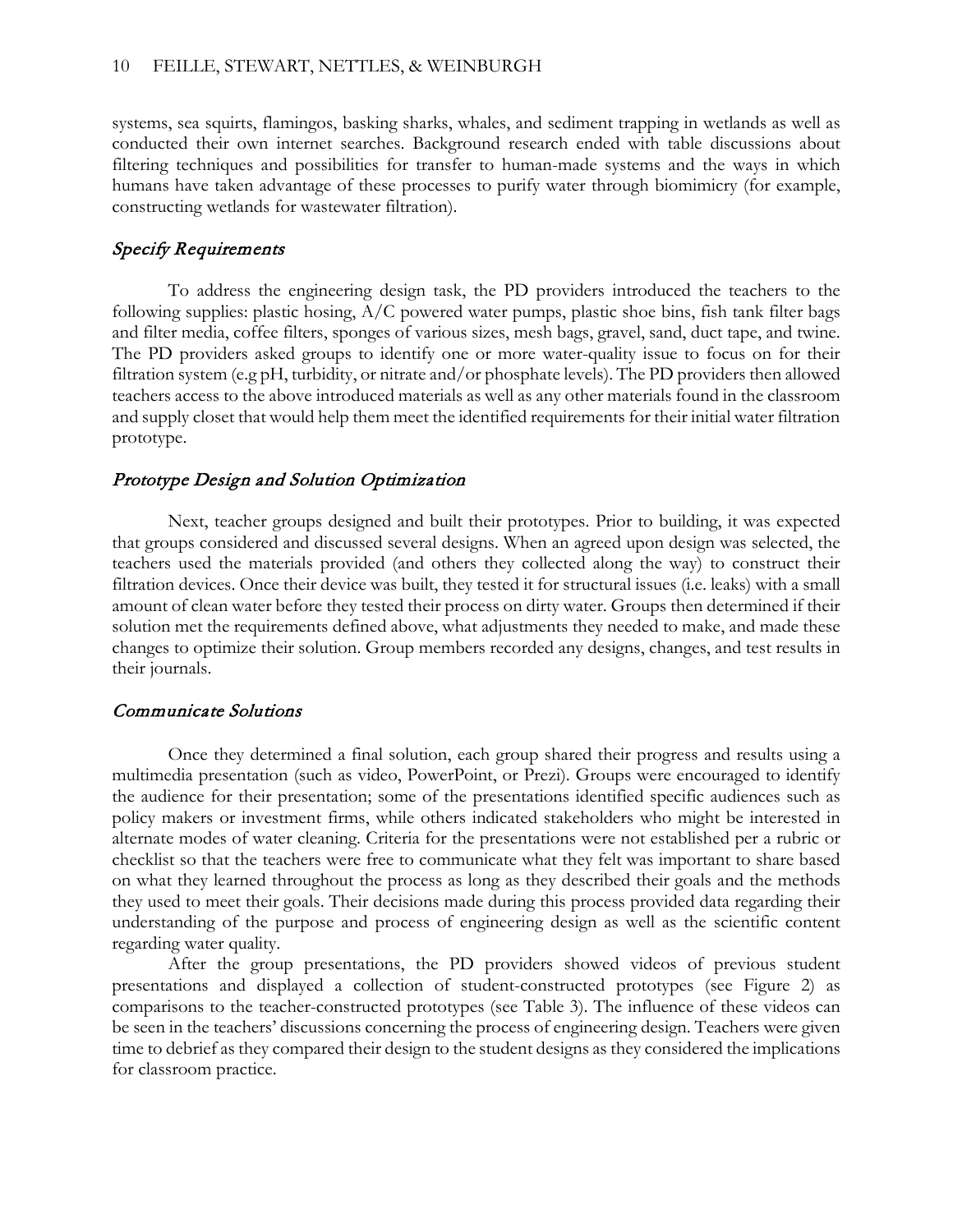systems, sea squirts, flamingos, basking sharks, whales, and sediment trapping in wetlands as well as conducted their own internet searches. Background research ended with table discussions about filtering techniques and possibilities for transfer to human-made systems and the ways in which humans have taken advantage of these processes to purify water through biomimicry (for example, constructing wetlands for wastewater filtration).

### *Specify Requirements*

To address the engineering design task, the PD providers introduced the teachers to the following supplies: plastic hosing, A/C powered water pumps, plastic shoe bins, fish tank filter bags and filter media, coffee filters, sponges of various sizes, mesh bags, gravel, sand, duct tape, and twine. The PD providers asked groups to identify one or more water-quality issue to focus on for their filtration system (e.g pH, turbidity, or nitrate and/or phosphate levels). The PD providers then allowed teachers access to the above introduced materials as well as any other materials found in the classroom and supply closet that would help them meet the identified requirements for their initial water filtration prototype.

### *Prototype Design and Solution Optimization*

Next, teacher groups designed and built their prototypes. Prior to building, it was expected that groups considered and discussed several designs. When an agreed upon design was selected, the teachers used the materials provided (and others they collected along the way) to construct their filtration devices. Once their device was built, they tested it for structural issues (i.e. leaks) with a small amount of clean water before they tested their process on dirty water. Groups then determined if their solution met the requirements defined above, what adjustments they needed to make, and made these changes to optimize their solution. Group members recorded any designs, changes, and test results in their journals.

### *Communicate Solutions*

Once they determined a final solution, each group shared their progress and results using a multimedia presentation (such as video, PowerPoint, or Prezi). Groups were encouraged to identify the audience for their presentation; some of the presentations identified specific audiences such as policy makers or investment firms, while others indicated stakeholders who might be interested in alternate modes of water cleaning. Criteria for the presentations were not established per a rubric or checklist so that the teachers were free to communicate what they felt was important to share based on what they learned throughout the process as long as they described their goals and the methods they used to meet their goals. Their decisions made during this process provided data regarding their understanding of the purpose and process of engineering design as well as the scientific content regarding water quality.

After the group presentations, the PD providers showed videos of previous student presentations and displayed a collection of student-constructed prototypes (see Figure 2) as comparisons to the teacher-constructed prototypes (see Table 3). The influence of these videos can be seen in the teachers' discussions concerning the process of engineering design. Teachers were given time to debrief as they compared their design to the student designs as they considered the implications for classroom practice.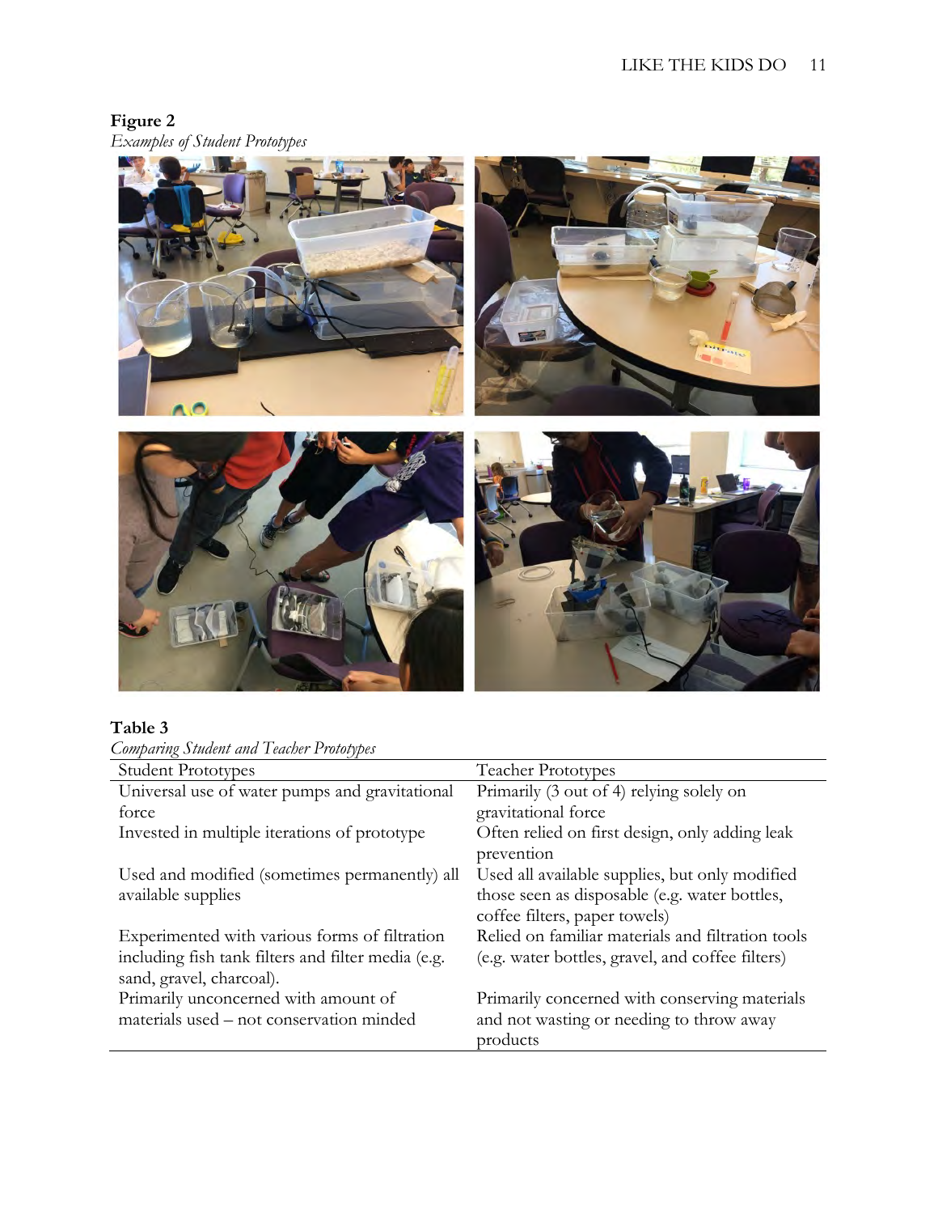**Figure 2**

*Examples of Student Prototypes*

**Table 3**

*Comparing Student and Teacher Prototypes*

| Student Prototypes | Teacher Prototypes |
| --- | --- |
| Universal use of water pumps and gravitational force | Primarily (3 out of 4) relying solely on gravitational force |
| Invested in multiple iterations of prototype | Often relied on first design, only adding leak prevention |
| Used and modified (sometimes permanently) all available supplies | Used all available supplies, but only modified those seen as disposable (e.g. water bottles, coffee filters, paper towels) |
| Experimented with various forms of filtration including fish tank filters and filter media (e.g. sand, gravel, charcoal). | Relied on familiar materials and filtration tools (e.g. water bottles, gravel, and coffee filters) |
| Primarily unconcerned with amount of materials used – not conservation minded | Primarily concerned with conserving materials and not wasting or needing to throw away products |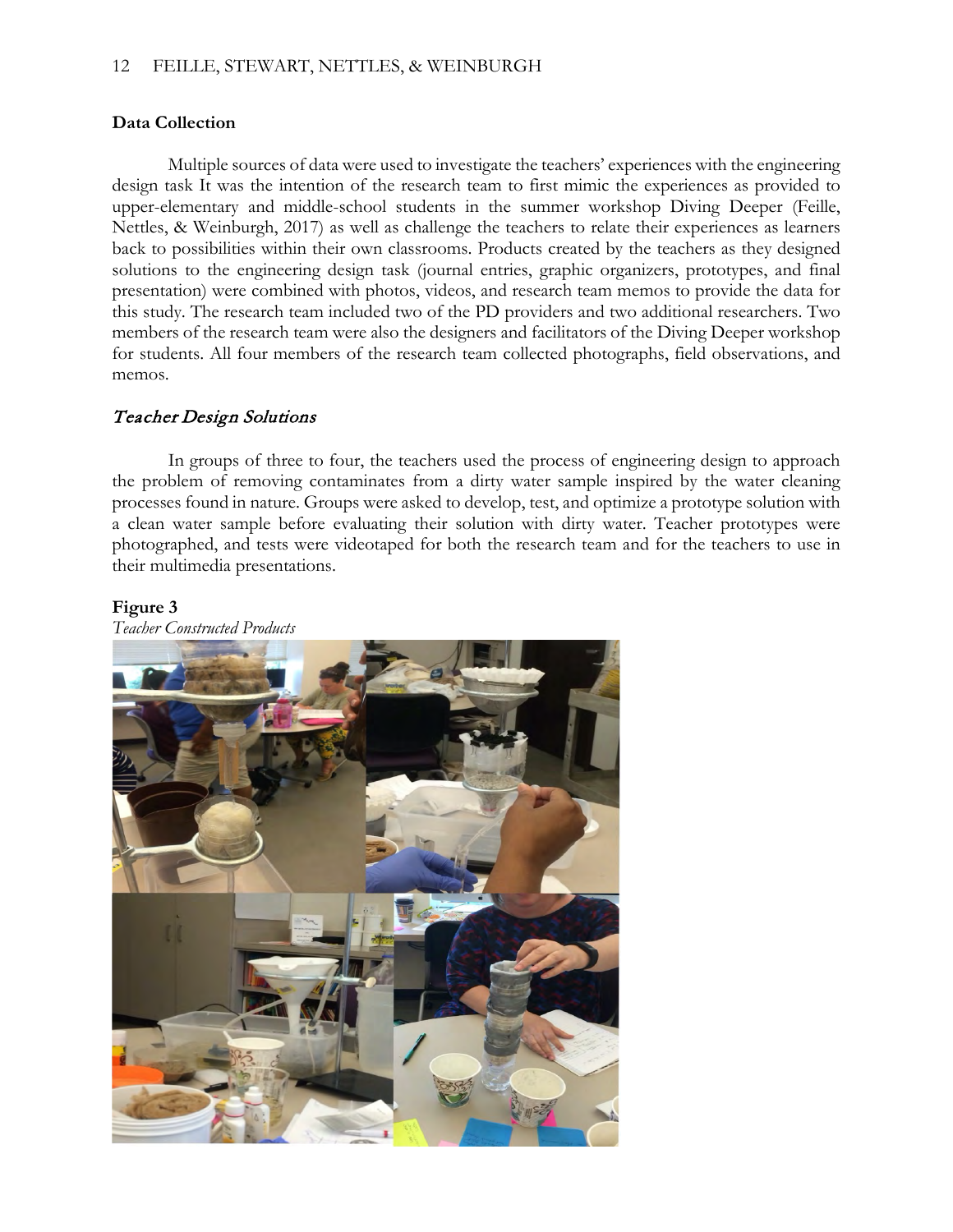### Data Collection

Multiple sources of data were used to investigate the teachers' experiences with the engineering design task It was the intention of the research team to first mimic the experiences as provided to upper-elementary and middle-school students in the summer workshop Diving Deeper (Feille, Nettles, & Weinburgh, 2017) as well as challenge the teachers to relate their experiences as learners back to possibilities within their own classrooms. Products created by the teachers as they designed solutions to the engineering design task (journal entries, graphic organizers, prototypes, and final presentation) were combined with photos, videos, and research team memos to provide the data for this study. The research team included two of the PD providers and two additional researchers. Two members of the research team were also the designers and facilitators of the Diving Deeper workshop for students. All four members of the research team collected photographs, field observations, and memos.

#### *Teacher Design Solutions*

In groups of three to four, the teachers used the process of engineering design to approach the problem of removing contaminates from a dirty water sample inspired by the water cleaning processes found in nature. Groups were asked to develop, test, and optimize a prototype solution with a clean water sample before evaluating their solution with dirty water. Teacher prototypes were photographed, and tests were videotaped for both the research team and for the teachers to use in their multimedia presentations.

**Figure 3**
*Teacher Constructed Products*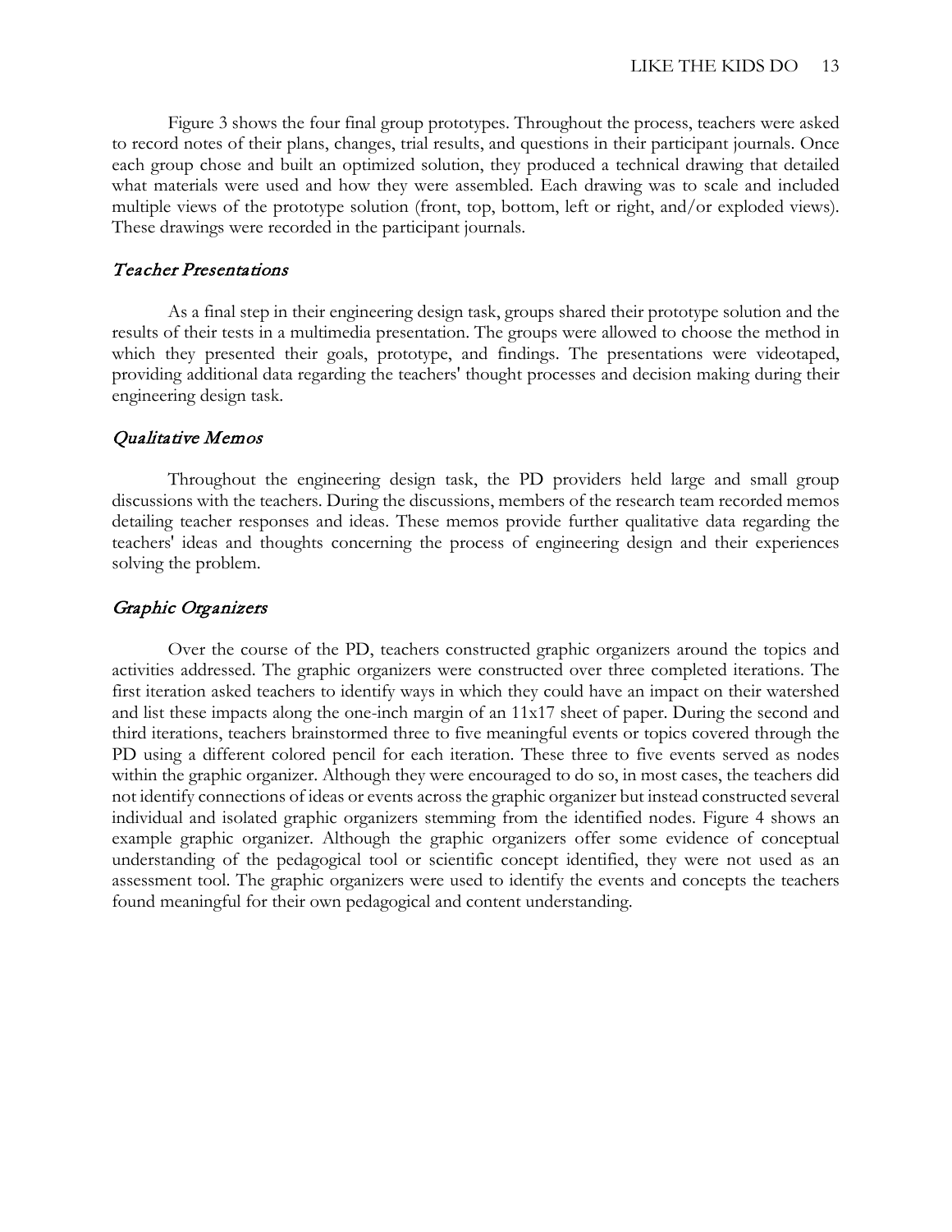Figure 3 shows the four final group prototypes. Throughout the process, teachers were asked to record notes of their plans, changes, trial results, and questions in their participant journals. Once each group chose and built an optimized solution, they produced a technical drawing that detailed what materials were used and how they were assembled. Each drawing was to scale and included multiple views of the prototype solution (front, top, bottom, left or right, and/or exploded views). These drawings were recorded in the participant journals.

### *Teacher Presentations*

As a final step in their engineering design task, groups shared their prototype solution and the results of their tests in a multimedia presentation. The groups were allowed to choose the method in which they presented their goals, prototype, and findings. The presentations were videotaped, providing additional data regarding the teachers' thought processes and decision making during their engineering design task.

### *Qualitative Memos*

Throughout the engineering design task, the PD providers held large and small group discussions with the teachers. During the discussions, members of the research team recorded memos detailing teacher responses and ideas. These memos provide further qualitative data regarding the teachers' ideas and thoughts concerning the process of engineering design and their experiences solving the problem.

### *Graphic Organizers*

Over the course of the PD, teachers constructed graphic organizers around the topics and activities addressed. The graphic organizers were constructed over three completed iterations. The first iteration asked teachers to identify ways in which they could have an impact on their watershed and list these impacts along the one-inch margin of an 11x17 sheet of paper. During the second and third iterations, teachers brainstormed three to five meaningful events or topics covered through the PD using a different colored pencil for each iteration. These three to five events served as nodes within the graphic organizer. Although they were encouraged to do so, in most cases, the teachers did not identify connections of ideas or events across the graphic organizer but instead constructed several individual and isolated graphic organizers stemming from the identified nodes. Figure 4 shows an example graphic organizer. Although the graphic organizers offer some evidence of conceptual understanding of the pedagogical tool or scientific concept identified, they were not used as an assessment tool. The graphic organizers were used to identify the events and concepts the teachers found meaningful for their own pedagogical and content understanding.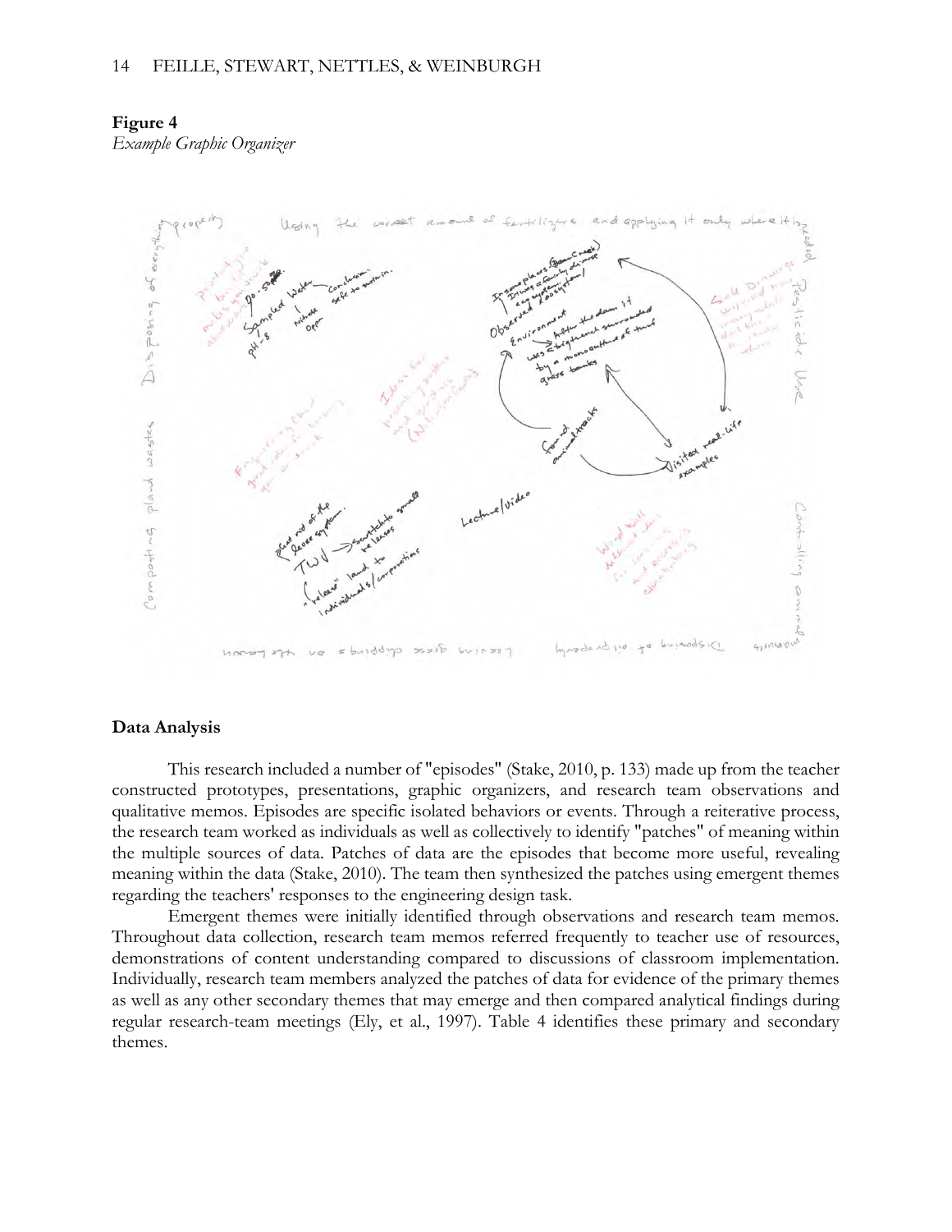**Figure 4**
*Example Graphic Organizer*

## Data Analysis

This research included a number of "episodes" (Stake, 2010, p. 133) made up from the teacher constructed prototypes, presentations, graphic organizers, and research team observations and qualitative memos. Episodes are specific isolated behaviors or events. Through a reiterative process, the research team worked as individuals as well as collectively to identify "patches" of meaning within the multiple sources of data. Patches of data are the episodes that become more useful, revealing meaning within the data (Stake, 2010). The team then synthesized the patches using emergent themes regarding the teachers' responses to the engineering design task.

Emergent themes were initially identified through observations and research team memos. Throughout data collection, research team memos referred frequently to teacher use of resources, demonstrations of content understanding compared to discussions of classroom implementation. Individually, research team members analyzed the patches of data for evidence of the primary themes as well as any other secondary themes that may emerge and then compared analytical findings during regular research-team meetings (Ely, et al., 1997). Table 4 identifies these primary and secondary themes.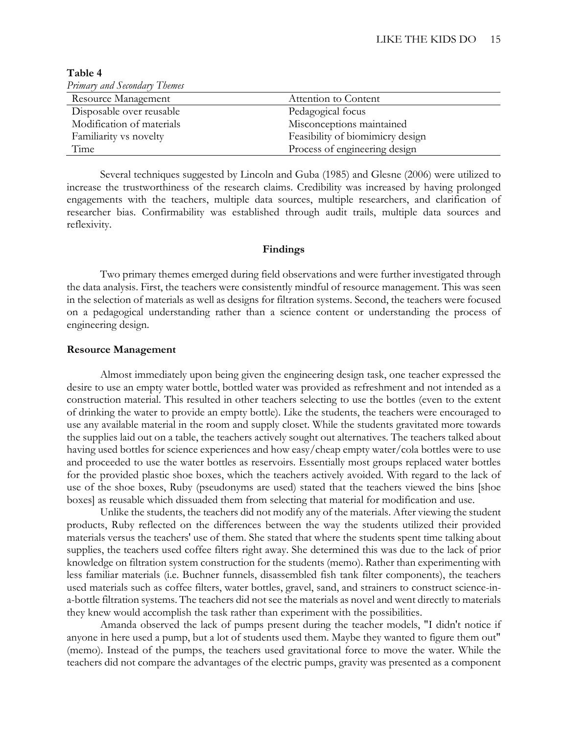**Table 4**
*Primary and Secondary Themes*

| Resource Management | Attention to Content |
|---|---|
| Disposable over reusable | Pedagogical focus |
| Modification of materials | Misconceptions maintained |
| Familiarity vs novelty | Feasibility of biomimicry design |
| Time | Process of engineering design |

Several techniques suggested by Lincoln and Guba (1985) and Glesne (2006) were utilized to increase the trustworthiness of the research claims. Credibility was increased by having prolonged engagements with the teachers, multiple data sources, multiple researchers, and clarification of researcher bias. Confirmability was established through audit trails, multiple data sources and reflexivity.

## Findings

Two primary themes emerged during field observations and were further investigated through the data analysis. First, the teachers were consistently mindful of resource management. This was seen in the selection of materials as well as designs for filtration systems. Second, the teachers were focused on a pedagogical understanding rather than a science content or understanding the process of engineering design.

### Resource Management

Almost immediately upon being given the engineering design task, one teacher expressed the desire to use an empty water bottle, bottled water was provided as refreshment and not intended as a construction material. This resulted in other teachers selecting to use the bottles (even to the extent of drinking the water to provide an empty bottle). Like the students, the teachers were encouraged to use any available material in the room and supply closet. While the students gravitated more towards the supplies laid out on a table, the teachers actively sought out alternatives. The teachers talked about having used bottles for science experiences and how easy/cheap empty water/cola bottles were to use and proceeded to use the water bottles as reservoirs. Essentially most groups replaced water bottles for the provided plastic shoe boxes, which the teachers actively avoided. With regard to the lack of use of the shoe boxes, Ruby (pseudonyms are used) stated that the teachers viewed the bins [shoe boxes] as reusable which dissuaded them from selecting that material for modification and use.

Unlike the students, the teachers did not modify any of the materials. After viewing the student products, Ruby reflected on the differences between the way the students utilized their provided materials versus the teachers' use of them. She stated that where the students spent time talking about supplies, the teachers used coffee filters right away. She determined this was due to the lack of prior knowledge on filtration system construction for the students (memo). Rather than experimenting with less familiar materials (i.e. Buchner funnels, disassembled fish tank filter components), the teachers used materials such as coffee filters, water bottles, gravel, sand, and strainers to construct science-in-a-bottle filtration systems. The teachers did not see the materials as novel and went directly to materials they knew would accomplish the task rather than experiment with the possibilities.

Amanda observed the lack of pumps present during the teacher models, "I didn't notice if anyone in here used a pump, but a lot of students used them. Maybe they wanted to figure them out" (memo). Instead of the pumps, the teachers used gravitational force to move the water. While the teachers did not compare the advantages of the electric pumps, gravity was presented as a component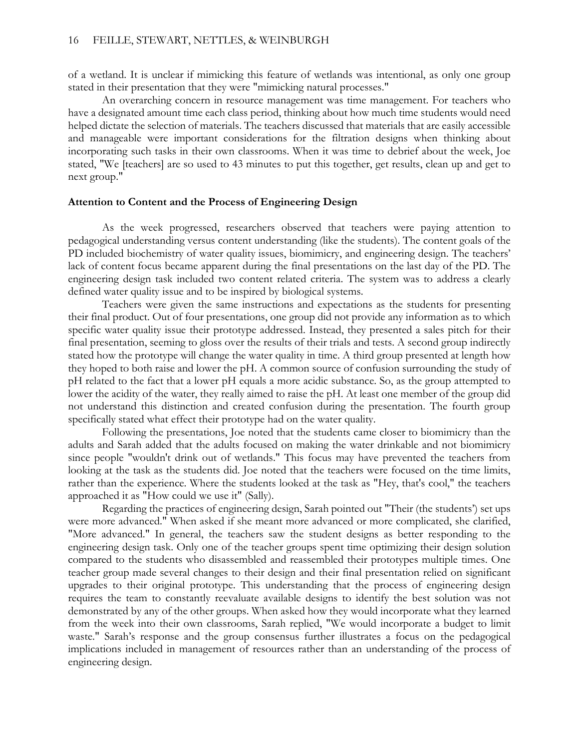of a wetland. It is unclear if mimicking this feature of wetlands was intentional, as only one group stated in their presentation that they were "mimicking natural processes."

An overarching concern in resource management was time management. For teachers who have a designated amount time each class period, thinking about how much time students would need helped dictate the selection of materials. The teachers discussed that materials that are easily accessible and manageable were important considerations for the filtration designs when thinking about incorporating such tasks in their own classrooms. When it was time to debrief about the week, Joe stated, "We [teachers] are so used to 43 minutes to put this together, get results, clean up and get to next group."

### Attention to Content and the Process of Engineering Design

As the week progressed, researchers observed that teachers were paying attention to pedagogical understanding versus content understanding (like the students). The content goals of the PD included biochemistry of water quality issues, biomimicry, and engineering design. The teachers' lack of content focus became apparent during the final presentations on the last day of the PD. The engineering design task included two content related criteria. The system was to address a clearly defined water quality issue and to be inspired by biological systems.

Teachers were given the same instructions and expectations as the students for presenting their final product. Out of four presentations, one group did not provide any information as to which specific water quality issue their prototype addressed. Instead, they presented a sales pitch for their final presentation, seeming to gloss over the results of their trials and tests. A second group indirectly stated how the prototype will change the water quality in time. A third group presented at length how they hoped to both raise and lower the pH. A common source of confusion surrounding the study of pH related to the fact that a lower pH equals a more acidic substance. So, as the group attempted to lower the acidity of the water, they really aimed to raise the pH. At least one member of the group did not understand this distinction and created confusion during the presentation. The fourth group specifically stated what effect their prototype had on the water quality.

Following the presentations, Joe noted that the students came closer to biomimicry than the adults and Sarah added that the adults focused on making the water drinkable and not biomimicry since people "wouldn't drink out of wetlands." This focus may have prevented the teachers from looking at the task as the students did. Joe noted that the teachers were focused on the time limits, rather than the experience. Where the students looked at the task as "Hey, that's cool," the teachers approached it as "How could we use it" (Sally).

Regarding the practices of engineering design, Sarah pointed out "Their (the students') set ups were more advanced." When asked if she meant more advanced or more complicated, she clarified, "More advanced." In general, the teachers saw the student designs as better responding to the engineering design task. Only one of the teacher groups spent time optimizing their design solution compared to the students who disassembled and reassembled their prototypes multiple times. One teacher group made several changes to their design and their final presentation relied on significant upgrades to their original prototype. This understanding that the process of engineering design requires the team to constantly reevaluate available designs to identify the best solution was not demonstrated by any of the other groups. When asked how they would incorporate what they learned from the week into their own classrooms, Sarah replied, "We would incorporate a budget to limit waste." Sarah's response and the group consensus further illustrates a focus on the pedagogical implications included in management of resources rather than an understanding of the process of engineering design.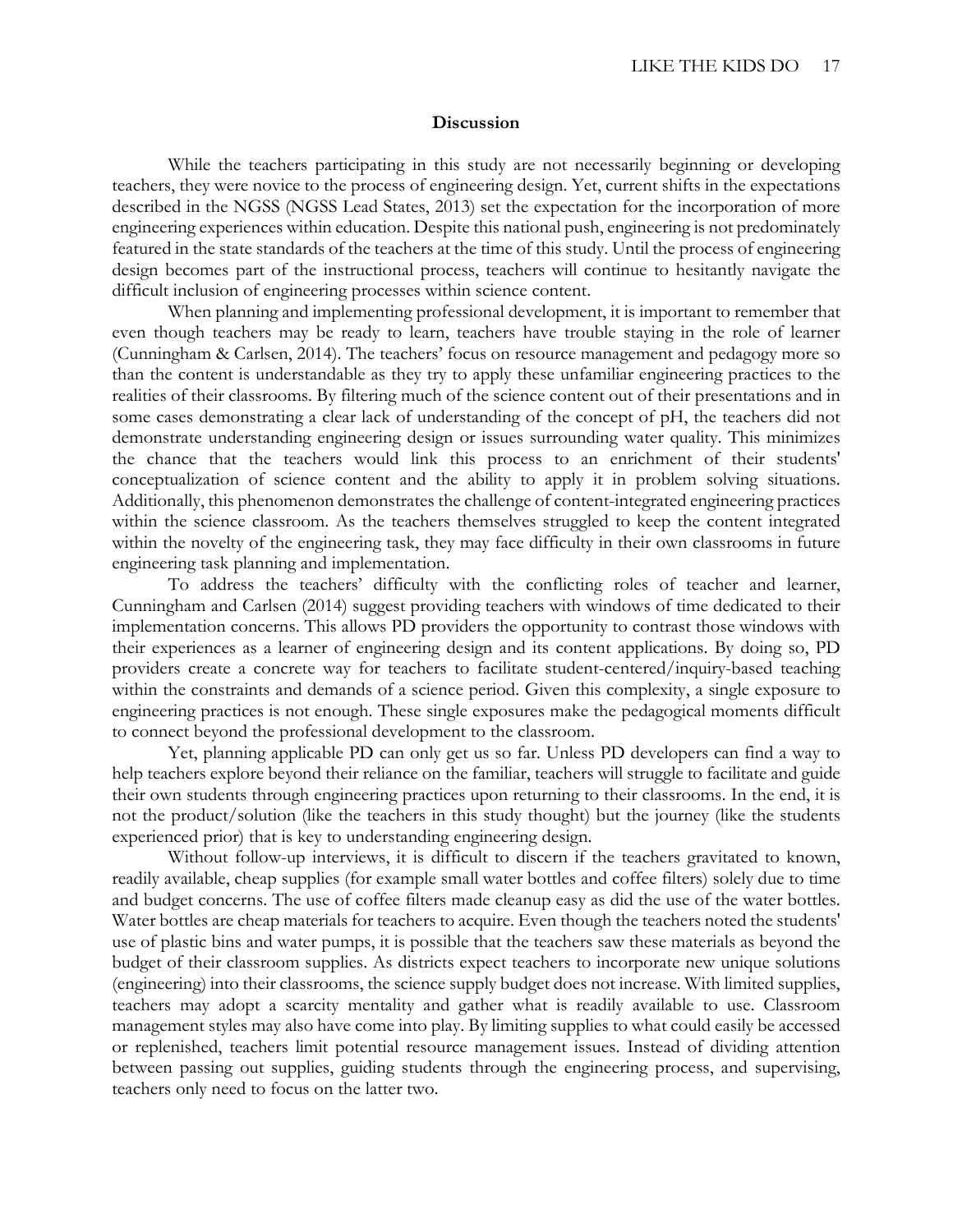## Discussion

While the teachers participating in this study are not necessarily beginning or developing teachers, they were novice to the process of engineering design. Yet, current shifts in the expectations described in the NGSS (NGSS Lead States, 2013) set the expectation for the incorporation of more engineering experiences within education. Despite this national push, engineering is not predominately featured in the state standards of the teachers at the time of this study. Until the process of engineering design becomes part of the instructional process, teachers will continue to hesitantly navigate the difficult inclusion of engineering processes within science content.

When planning and implementing professional development, it is important to remember that even though teachers may be ready to learn, teachers have trouble staying in the role of learner (Cunningham & Carlsen, 2014). The teachers' focus on resource management and pedagogy more so than the content is understandable as they try to apply these unfamiliar engineering practices to the realities of their classrooms. By filtering much of the science content out of their presentations and in some cases demonstrating a clear lack of understanding of the concept of pH, the teachers did not demonstrate understanding engineering design or issues surrounding water quality. This minimizes the chance that the teachers would link this process to an enrichment of their students' conceptualization of science content and the ability to apply it in problem solving situations. Additionally, this phenomenon demonstrates the challenge of content-integrated engineering practices within the science classroom. As the teachers themselves struggled to keep the content integrated within the novelty of the engineering task, they may face difficulty in their own classrooms in future engineering task planning and implementation.

To address the teachers' difficulty with the conflicting roles of teacher and learner, Cunningham and Carlsen (2014) suggest providing teachers with windows of time dedicated to their implementation concerns. This allows PD providers the opportunity to contrast those windows with their experiences as a learner of engineering design and its content applications. By doing so, PD providers create a concrete way for teachers to facilitate student-centered/inquiry-based teaching within the constraints and demands of a science period. Given this complexity, a single exposure to engineering practices is not enough. These single exposures make the pedagogical moments difficult to connect beyond the professional development to the classroom.

Yet, planning applicable PD can only get us so far. Unless PD developers can find a way to help teachers explore beyond their reliance on the familiar, teachers will struggle to facilitate and guide their own students through engineering practices upon returning to their classrooms. In the end, it is not the product/solution (like the teachers in this study thought) but the journey (like the students experienced prior) that is key to understanding engineering design.

Without follow-up interviews, it is difficult to discern if the teachers gravitated to known, readily available, cheap supplies (for example small water bottles and coffee filters) solely due to time and budget concerns. The use of coffee filters made cleanup easy as did the use of the water bottles. Water bottles are cheap materials for teachers to acquire. Even though the teachers noted the students' use of plastic bins and water pumps, it is possible that the teachers saw these materials as beyond the budget of their classroom supplies. As districts expect teachers to incorporate new unique solutions (engineering) into their classrooms, the science supply budget does not increase. With limited supplies, teachers may adopt a scarcity mentality and gather what is readily available to use. Classroom management styles may also have come into play. By limiting supplies to what could easily be accessed or replenished, teachers limit potential resource management issues. Instead of dividing attention between passing out supplies, guiding students through the engineering process, and supervising, teachers only need to focus on the latter two.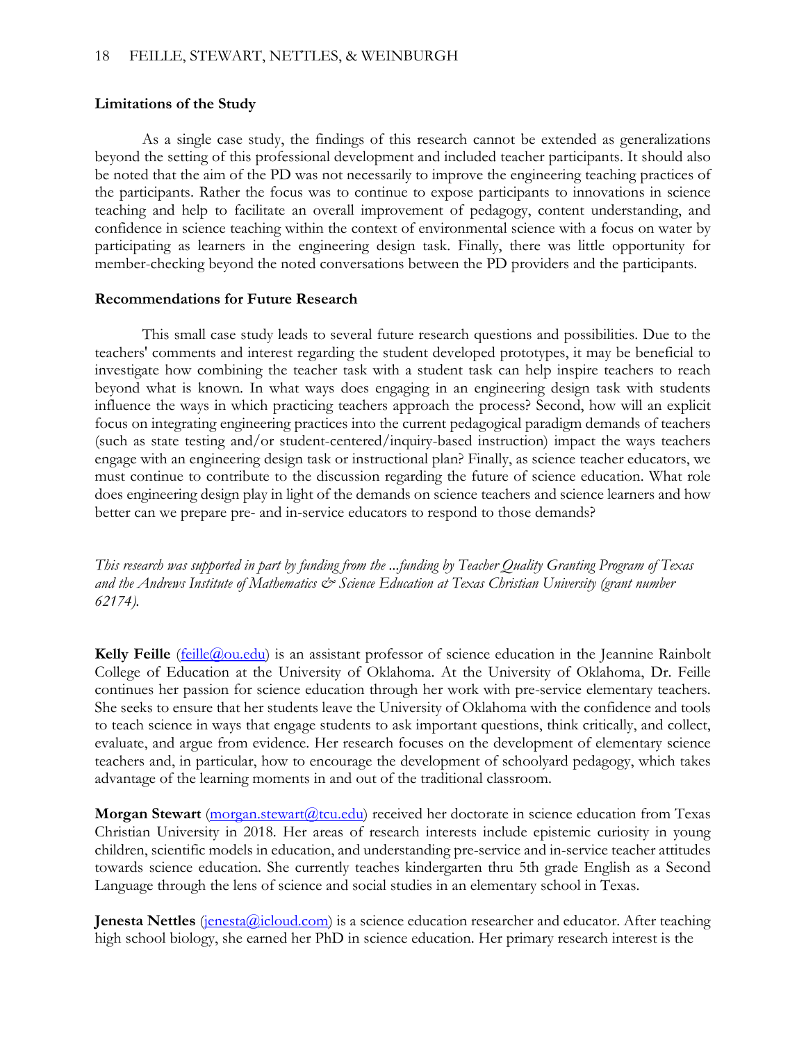## Limitations of the Study

As a single case study, the findings of this research cannot be extended as generalizations beyond the setting of this professional development and included teacher participants. It should also be noted that the aim of the PD was not necessarily to improve the engineering teaching practices of the participants. Rather the focus was to continue to expose participants to innovations in science teaching and help to facilitate an overall improvement of pedagogy, content understanding, and confidence in science teaching within the context of environmental science with a focus on water by participating as learners in the engineering design task. Finally, there was little opportunity for member-checking beyond the noted conversations between the PD providers and the participants.

## Recommendations for Future Research

This small case study leads to several future research questions and possibilities. Due to the teachers' comments and interest regarding the student developed prototypes, it may be beneficial to investigate how combining the teacher task with a student task can help inspire teachers to reach beyond what is known. In what ways does engaging in an engineering design task with students influence the ways in which practicing teachers approach the process? Second, how will an explicit focus on integrating engineering practices into the current pedagogical paradigm demands of teachers (such as state testing and/or student-centered/inquiry-based instruction) impact the ways teachers engage with an engineering design task or instructional plan? Finally, as science teacher educators, we must continue to contribute to the discussion regarding the future of science education. What role does engineering design play in light of the demands on science teachers and science learners and how better can we prepare pre- and in-service educators to respond to those demands?

*This research was supported in part by funding from the ...funding by Teacher Quality Granting Program of Texas and the Andrews Institute of Mathematics & Science Education at Texas Christian University (grant number 62174).*

**Kelly Feille** (feille@ou.edu) is an assistant professor of science education in the Jeannine Rainbolt College of Education at the University of Oklahoma. At the University of Oklahoma, Dr. Feille continues her passion for science education through her work with pre-service elementary teachers. She seeks to ensure that her students leave the University of Oklahoma with the confidence and tools to teach science in ways that engage students to ask important questions, think critically, and collect, evaluate, and argue from evidence. Her research focuses on the development of elementary science teachers and, in particular, how to encourage the development of schoolyard pedagogy, which takes advantage of the learning moments in and out of the traditional classroom.

**Morgan Stewart** (morgan.stewart@tcu.edu) received her doctorate in science education from Texas Christian University in 2018. Her areas of research interests include epistemic curiosity in young children, scientific models in education, and understanding pre-service and in-service teacher attitudes towards science education. She currently teaches kindergarten thru 5th grade English as a Second Language through the lens of science and social studies in an elementary school in Texas.

**Jenesta Nettles** (jenesta@icloud.com) is a science education researcher and educator. After teaching high school biology, she earned her PhD in science education. Her primary research interest is the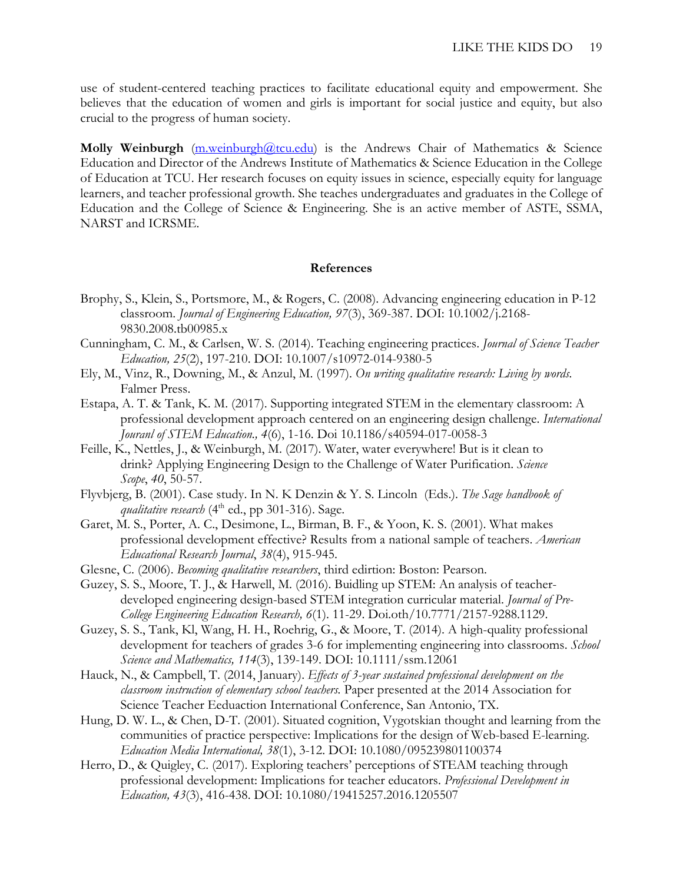use of student-centered teaching practices to facilitate educational equity and empowerment. She believes that the education of women and girls is important for social justice and equity, but also crucial to the progress of human society.

**Molly Weinburgh** (m.weinburgh@tcu.edu) is the Andrews Chair of Mathematics & Science Education and Director of the Andrews Institute of Mathematics & Science Education in the College of Education at TCU. Her research focuses on equity issues in science, especially equity for language learners, and teacher professional growth. She teaches undergraduates and graduates in the College of Education and the College of Science & Engineering. She is an active member of ASTE, SSMA, NARST and ICRSME.

## References

Brophy, S., Klein, S., Portsmore, M., & Rogers, C. (2008). Advancing engineering education in P-12 classroom. *Journal of Engineering Education, 97*(3), 369-387. DOI: 10.1002/j.2168-9830.2008.tb00985.x

Cunningham, C. M., & Carlsen, W. S. (2014). Teaching engineering practices. *Journal of Science Teacher Education, 25*(2), 197-210. DOI: 10.1007/s10972-014-9380-5

Ely, M., Vinz, R., Downing, M., & Anzul, M. (1997). *On writing qualitative research: Living by words.* Falmer Press.

Estapa, A. T. & Tank, K. M. (2017). Supporting integrated STEM in the elementary classroom: A professional development approach centered on an engineering design challenge. *International Jouranl of STEM Education., 4*(6), 1-16. Doi 10.1186/s40594-017-0058-3

Feille, K., Nettles, J., & Weinburgh, M. (2017). Water, water everywhere! But is it clean to drink? Applying Engineering Design to the Challenge of Water Purification. *Science Scope*, *40*, 50-57.

Flyvbjerg, B. (2001). Case study. In N. K Denzin & Y. S. Lincoln (Eds.). *The Sage handbook of qualitative research* (4th ed., pp 301-316). Sage.

Garet, M. S., Porter, A. C., Desimone, L., Birman, B. F., & Yoon, K. S. (2001). What makes professional development effective? Results from a national sample of teachers. *American Educational Research Journal*, *38*(4), 915-945.

Glesne, C. (2006). *Becoming qualitative researchers*, third edirtion: Boston: Pearson.

Guzey, S. S., Moore, T. J., & Harwell, M. (2016). Buidling up STEM: An analysis of teacher-developed engineering design-based STEM integration curricular material. *Journal of Pre-College Engineering Education Research, 6*(1). 11-29. Doi.oth/10.7771/2157-9288.1129.

Guzey, S. S., Tank, Kl, Wang, H. H., Roehrig, G., & Moore, T. (2014). A high-quality professional development for teachers of grades 3-6 for implementing engineering into classrooms. *School Science and Mathematics, 114*(3), 139-149. DOI: 10.1111/ssm.12061

Hauck, N., & Campbell, T. (2014, January). *Effects of 3-year sustained professional development on the classroom instruction of elementary school teachers.* Paper presented at the 2014 Association for Science Teacher Eeduaction International Conference, San Antonio, TX.

Hung, D. W. L., & Chen, D-T. (2001). Situated cognition, Vygotskian thought and learning from the communities of practice perspective: Implications for the design of Web-based E-learning. *Education Media International, 38*(1), 3-12. DOI: 10.1080/095239801100374

Herro, D., & Quigley, C. (2017). Exploring teachers' perceptions of STEAM teaching through professional development: Implications for teacher educators. *Professional Development in Education, 43*(3), 416-438. DOI: 10.1080/19415257.2016.1205507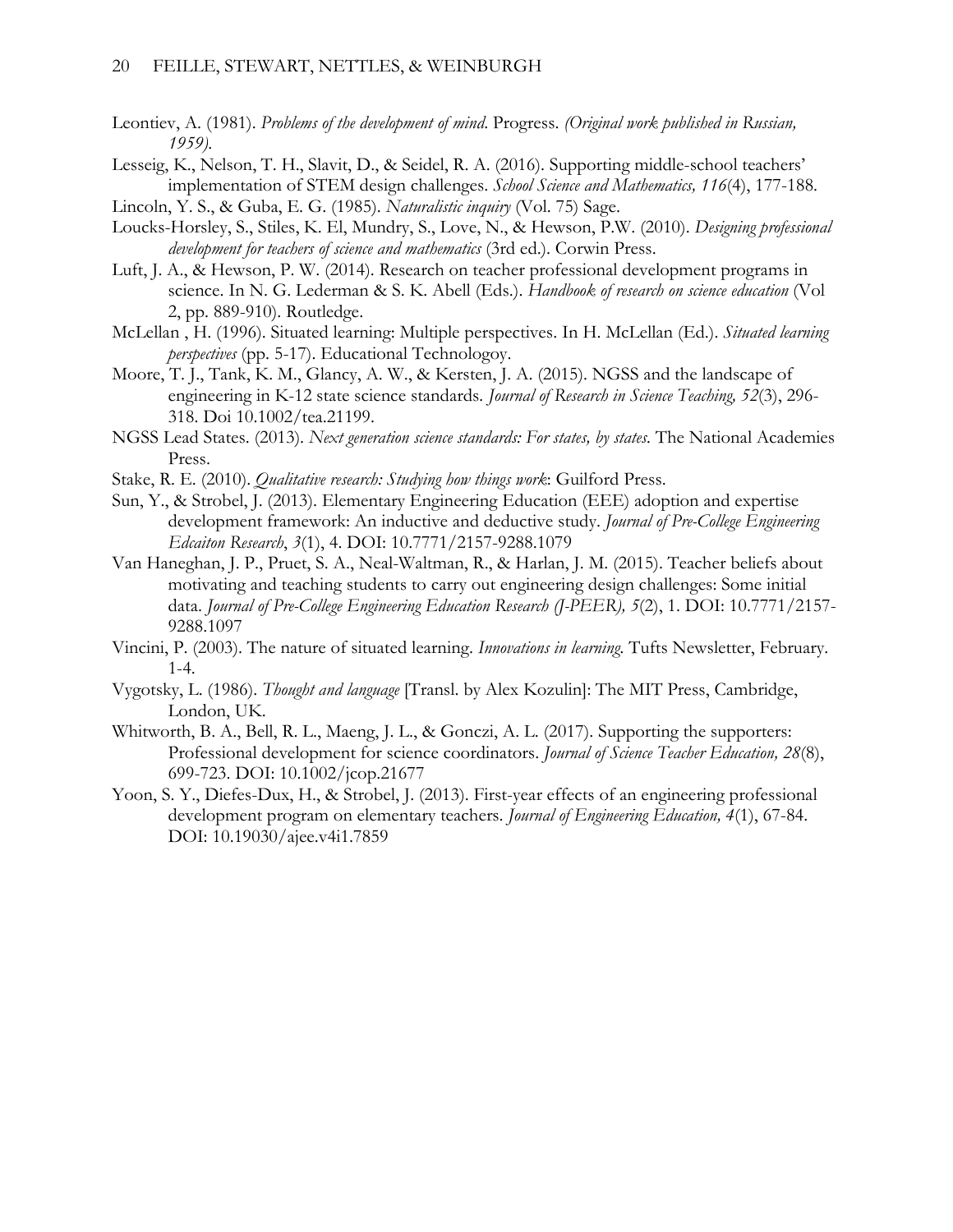Leontiev, A. (1981). *Problems of the development of mind*. Progress. *(Original work published in Russian, 1959).*

Lesseig, K., Nelson, T. H., Slavit, D., & Seidel, R. A. (2016). Supporting middle-school teachers' implementation of STEM design challenges. *School Science and Mathematics, 116*(4), 177-188.

Lincoln, Y. S., & Guba, E. G. (1985). *Naturalistic inquiry* (Vol. 75) Sage.

Loucks-Horsley, S., Stiles, K. El, Mundry, S., Love, N., & Hewson, P.W. (2010). *Designing professional development for teachers of science and mathematics* (3rd ed.). Corwin Press.

Luft, J. A., & Hewson, P. W. (2014). Research on teacher professional development programs in science. In N. G. Lederman & S. K. Abell (Eds.). *Handbook of research on science education* (Vol 2, pp. 889-910). Routledge.

McLellan , H. (1996). Situated learning: Multiple perspectives. In H. McLellan (Ed.). *Situated learning perspectives* (pp. 5-17). Educational Technologoy.

Moore, T. J., Tank, K. M., Glancy, A. W., & Kersten, J. A. (2015). NGSS and the landscape of engineering in K-12 state science standards. *Journal of Research in Science Teaching, 52*(3), 296-318. Doi 10.1002/tea.21199.

NGSS Lead States. (2013). *Next generation science standards: For states, by states.* The National Academies Press.

Stake, R. E. (2010). *Qualitative research: Studying how things work*: Guilford Press.

Sun, Y., & Strobel, J. (2013). Elementary Engineering Education (EEE) adoption and expertise development framework: An inductive and deductive study. *Journal of Pre-College Engineering Edcaiton Research*, *3*(1), 4. DOI: 10.7771/2157-9288.1079

Van Haneghan, J. P., Pruet, S. A., Neal-Waltman, R., & Harlan, J. M. (2015). Teacher beliefs about motivating and teaching students to carry out engineering design challenges: Some initial data. *Journal of Pre-College Engineering Education Research (J-PEER), 5*(2), 1. DOI: 10.7771/2157-9288.1097

Vincini, P. (2003). The nature of situated learning. *Innovations in learning.* Tufts Newsletter, February. 1-4.

Vygotsky, L. (1986). *Thought and language* [Transl. by Alex Kozulin]: The MIT Press, Cambridge, London, UK.

Whitworth, B. A., Bell, R. L., Maeng, J. L., & Gonczi, A. L. (2017). Supporting the supporters: Professional development for science coordinators. *Journal of Science Teacher Education, 28*(8), 699-723. DOI: 10.1002/jcop.21677

Yoon, S. Y., Diefes-Dux, H., & Strobel, J. (2013). First-year effects of an engineering professional development program on elementary teachers. *Journal of Engineering Education, 4*(1), 67-84. DOI: 10.19030/ajee.v4i1.7859